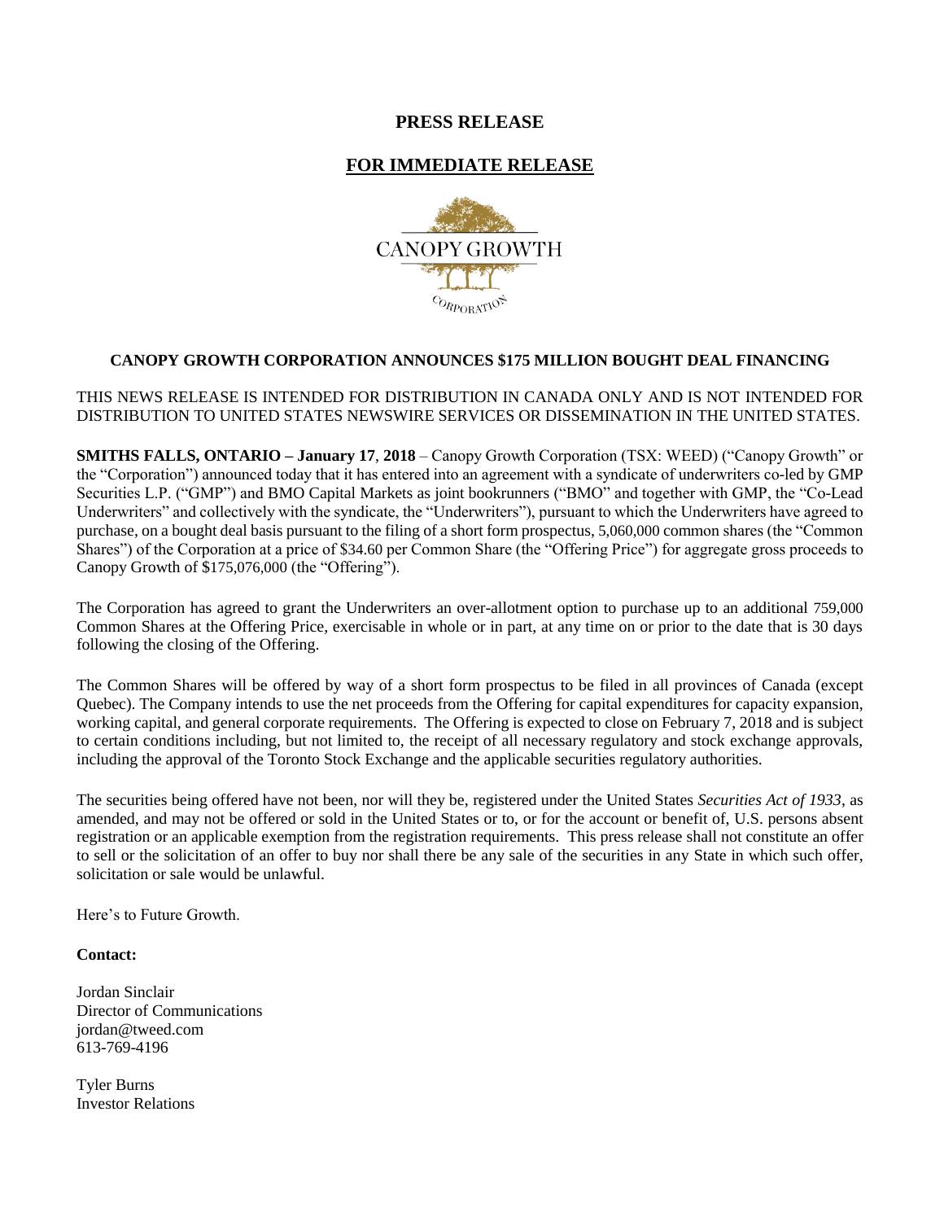**PRESS RELEASE**

**FOR IMMEDIATE RELEASE**

CANOPY GROWTH

CORPORATION

**CANOPY GROWTH CORPORATION ANNOUNCES $175 MILLION BOUGHT DEAL FINANCING**

THIS NEWS RELEASE IS INTENDED FOR DISTRIBUTION IN CANADA ONLY AND IS NOT INTENDED FOR DISTRIBUTION TO UNITED STATES NEWSWIRE SERVICES OR DISSEMINATION IN THE UNITED STATES.

**SMITHS FALLS, ONTARIO – January 17**, **2018** – Canopy Growth Corporation (TSX: WEED) ("Canopy Growth" or the "Corporation") announced today that it has entered into an agreement with a syndicate of underwriters co-led by GMP Securities L.P. ("GMP") and BMO Capital Markets as joint bookrunners ("BMO" and together with GMP, the "Co-Lead Underwriters" and collectively with the syndicate, the "Underwriters"), pursuant to which the Underwriters have agreed to purchase, on a bought deal basis pursuant to the filing of a short form prospectus, 5,060,000 common shares (the "Common Shares") of the Corporation at a price of $34.60 per Common Share (the "Offering Price") for aggregate gross proceeds to Canopy Growth of $175,076,000 (the "Offering").

The Corporation has agreed to grant the Underwriters an over-allotment option to purchase up to an additional 759,000 Common Shares at the Offering Price, exercisable in whole or in part, at any time on or prior to the date that is 30 days following the closing of the Offering.

The Common Shares will be offered by way of a short form prospectus to be filed in all provinces of Canada (except Quebec). The Company intends to use the net proceeds from the Offering for capital expenditures for capacity expansion, working capital, and general corporate requirements. The Offering is expected to close on February 7, 2018 and is subject to certain conditions including, but not limited to, the receipt of all necessary regulatory and stock exchange approvals, including the approval of the Toronto Stock Exchange and the applicable securities regulatory authorities.

The securities being offered have not been, nor will they be, registered under the United States *Securities Act of 1933*, as amended, and may not be offered or sold in the United States or to, or for the account or benefit of, U.S. persons absent registration or an applicable exemption from the registration requirements. This press release shall not constitute an offer to sell or the solicitation of an offer to buy nor shall there be any sale of the securities in any State in which such offer, solicitation or sale would be unlawful.

Here's to Future Growth.

**Contact:**

Jordan Sinclair
Director of Communications
jordan@tweed.com
613-769-4196

Tyler Burns
Investor Relations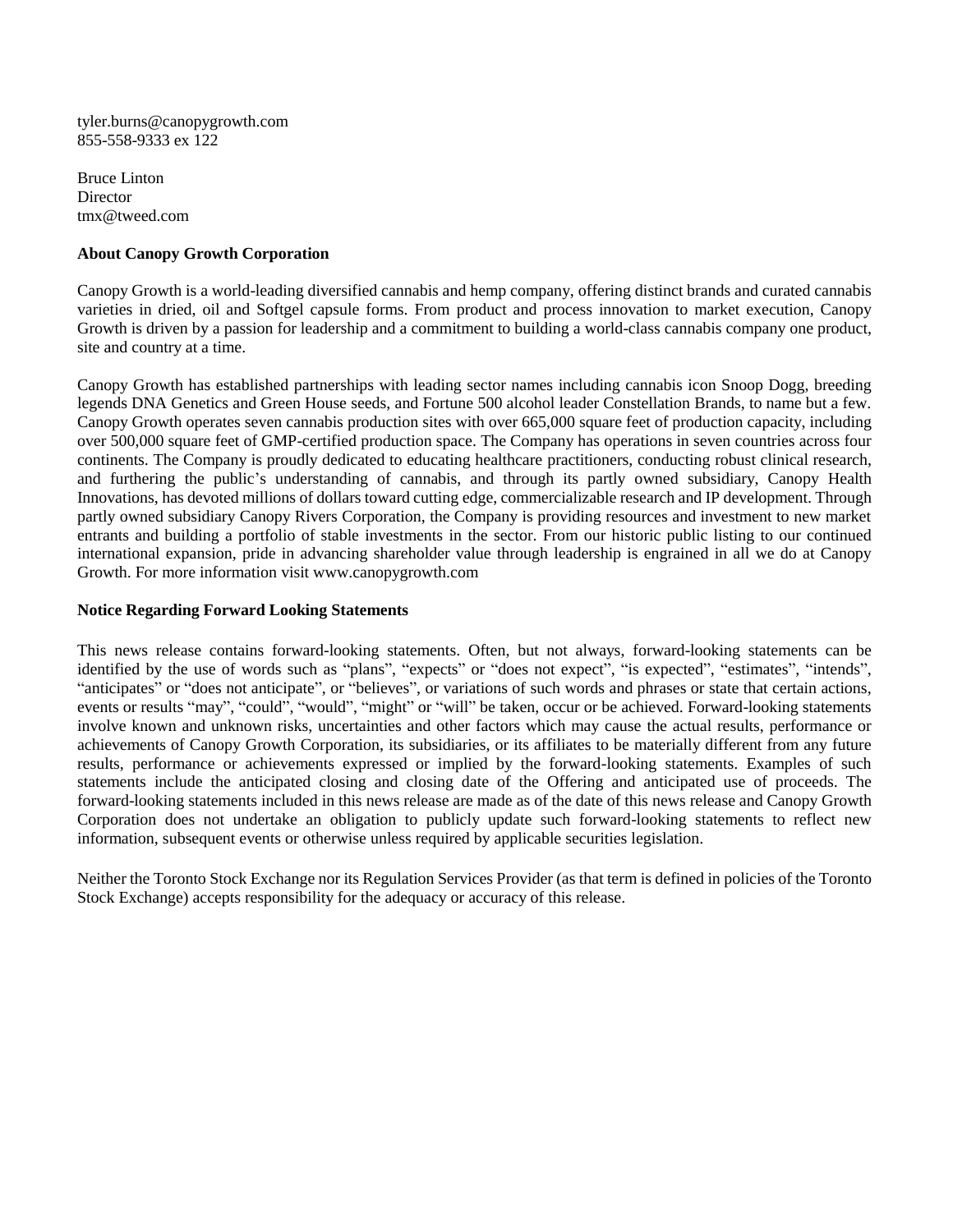tyler.burns@canopygrowth.com
855-558-9333 ex 122

Bruce Linton
Director
tmx@tweed.com

**About Canopy Growth Corporation**

Canopy Growth is a world-leading diversified cannabis and hemp company, offering distinct brands and curated cannabis varieties in dried, oil and Softgel capsule forms. From product and process innovation to market execution, Canopy Growth is driven by a passion for leadership and a commitment to building a world-class cannabis company one product, site and country at a time.

Canopy Growth has established partnerships with leading sector names including cannabis icon Snoop Dogg, breeding legends DNA Genetics and Green House seeds, and Fortune 500 alcohol leader Constellation Brands, to name but a few. Canopy Growth operates seven cannabis production sites with over 665,000 square feet of production capacity, including over 500,000 square feet of GMP-certified production space. The Company has operations in seven countries across four continents. The Company is proudly dedicated to educating healthcare practitioners, conducting robust clinical research, and furthering the public's understanding of cannabis, and through its partly owned subsidiary, Canopy Health Innovations, has devoted millions of dollars toward cutting edge, commercializable research and IP development. Through partly owned subsidiary Canopy Rivers Corporation, the Company is providing resources and investment to new market entrants and building a portfolio of stable investments in the sector. From our historic public listing to our continued international expansion, pride in advancing shareholder value through leadership is engrained in all we do at Canopy Growth. For more information visit www.canopygrowth.com

**Notice Regarding Forward Looking Statements**

This news release contains forward-looking statements. Often, but not always, forward-looking statements can be identified by the use of words such as "plans", "expects" or "does not expect", "is expected", "estimates", "intends", "anticipates" or "does not anticipate", or "believes", or variations of such words and phrases or state that certain actions, events or results "may", "could", "would", "might" or "will" be taken, occur or be achieved. Forward-looking statements involve known and unknown risks, uncertainties and other factors which may cause the actual results, performance or achievements of Canopy Growth Corporation, its subsidiaries, or its affiliates to be materially different from any future results, performance or achievements expressed or implied by the forward-looking statements. Examples of such statements include the anticipated closing and closing date of the Offering and anticipated use of proceeds. The forward-looking statements included in this news release are made as of the date of this news release and Canopy Growth Corporation does not undertake an obligation to publicly update such forward-looking statements to reflect new information, subsequent events or otherwise unless required by applicable securities legislation.

Neither the Toronto Stock Exchange nor its Regulation Services Provider (as that term is defined in policies of the Toronto Stock Exchange) accepts responsibility for the adequacy or accuracy of this release.